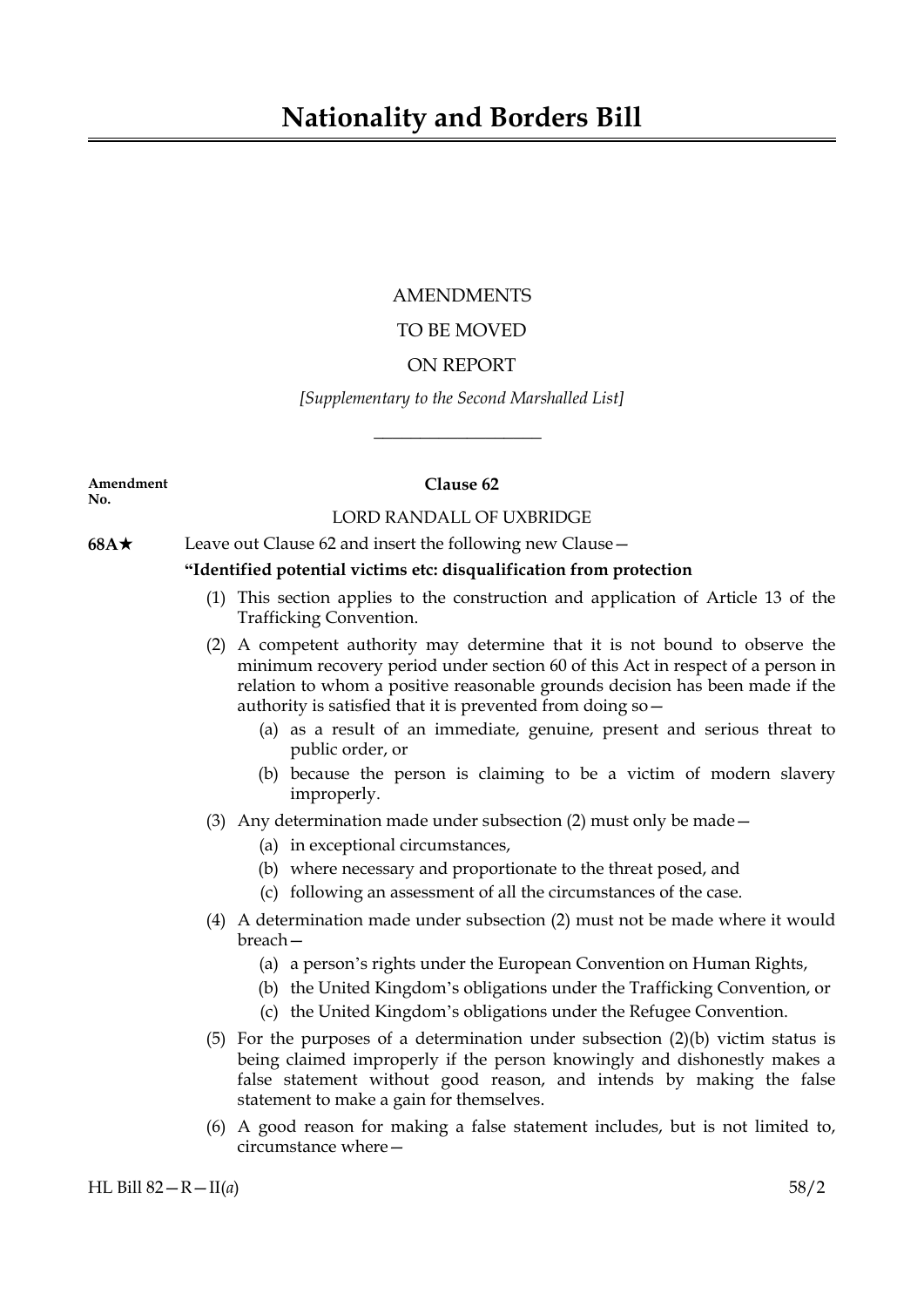# Nationality and Borders Bill

AMENDMENTS

TO BE MOVED

ON REPORT

*[Supplementary to the Second Marshalled List]*

---

**Amendment No.**

**Clause 62**

LORD RANDALL OF UXBRIDGE

**68A★** Leave out Clause 62 and insert the following new Clause—

**"Identified potential victims etc: disqualification from protection**

(1) This section applies to the construction and application of Article 13 of the Trafficking Convention.

(2) A competent authority may determine that it is not bound to observe the minimum recovery period under section 60 of this Act in respect of a person in relation to whom a positive reasonable grounds decision has been made if the authority is satisfied that it is prevented from doing so—

(a) as a result of an immediate, genuine, present and serious threat to public order, or

(b) because the person is claiming to be a victim of modern slavery improperly.

(3) Any determination made under subsection (2) must only be made—

(a) in exceptional circumstances,

(b) where necessary and proportionate to the threat posed, and

(c) following an assessment of all the circumstances of the case.

(4) A determination made under subsection (2) must not be made where it would breach—

(a) a person's rights under the European Convention on Human Rights,

(b) the United Kingdom's obligations under the Trafficking Convention, or

(c) the United Kingdom's obligations under the Refugee Convention.

(5) For the purposes of a determination under subsection (2)(b) victim status is being claimed improperly if the person knowingly and dishonestly makes a false statement without good reason, and intends by making the false statement to make a gain for themselves.

(6) A good reason for making a false statement includes, but is not limited to, circumstance where—

HL Bill 82—R—II(*a*) 58/2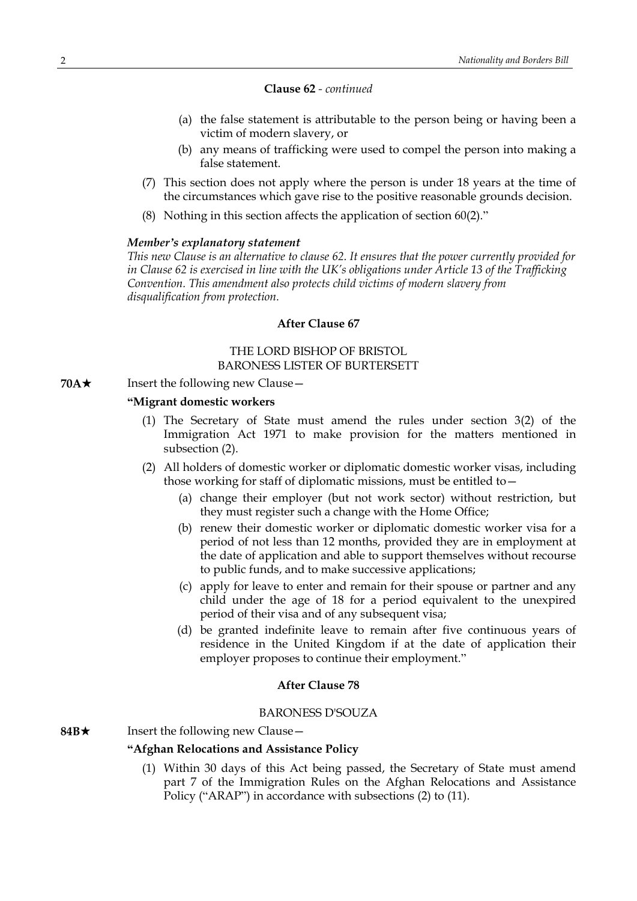**Clause 62** - *continued*

- (a) the false statement is attributable to the person being or having been a victim of modern slavery, or
- (b) any means of trafficking were used to compel the person into making a false statement.

(7) This section does not apply where the person is under 18 years at the time of the circumstances which gave rise to the positive reasonable grounds decision.

(8) Nothing in this section affects the application of section 60(2)."

***Member's explanatory statement***

*This new Clause is an alternative to clause 62. It ensures that the power currently provided for in Clause 62 is exercised in line with the UK's obligations under Article 13 of the Trafficking Convention. This amendment also protects child victims of modern slavery from disqualification from protection.*

**After Clause 67**

THE LORD BISHOP OF BRISTOL
BARONESS LISTER OF BURTERSETT

**70A★** Insert the following new Clause—

**"Migrant domestic workers**

(1) The Secretary of State must amend the rules under section 3(2) of the Immigration Act 1971 to make provision for the matters mentioned in subsection (2).

(2) All holders of domestic worker or diplomatic domestic worker visas, including those working for staff of diplomatic missions, must be entitled to—

- (a) change their employer (but not work sector) without restriction, but they must register such a change with the Home Office;
- (b) renew their domestic worker or diplomatic domestic worker visa for a period of not less than 12 months, provided they are in employment at the date of application and able to support themselves without recourse to public funds, and to make successive applications;
- (c) apply for leave to enter and remain for their spouse or partner and any child under the age of 18 for a period equivalent to the unexpired period of their visa and of any subsequent visa;
- (d) be granted indefinite leave to remain after five continuous years of residence in the United Kingdom if at the date of application their employer proposes to continue their employment."

**After Clause 78**

BARONESS D'SOUZA

**84B★** Insert the following new Clause—

**"Afghan Relocations and Assistance Policy**

(1) Within 30 days of this Act being passed, the Secretary of State must amend part 7 of the Immigration Rules on the Afghan Relocations and Assistance Policy ("ARAP") in accordance with subsections (2) to (11).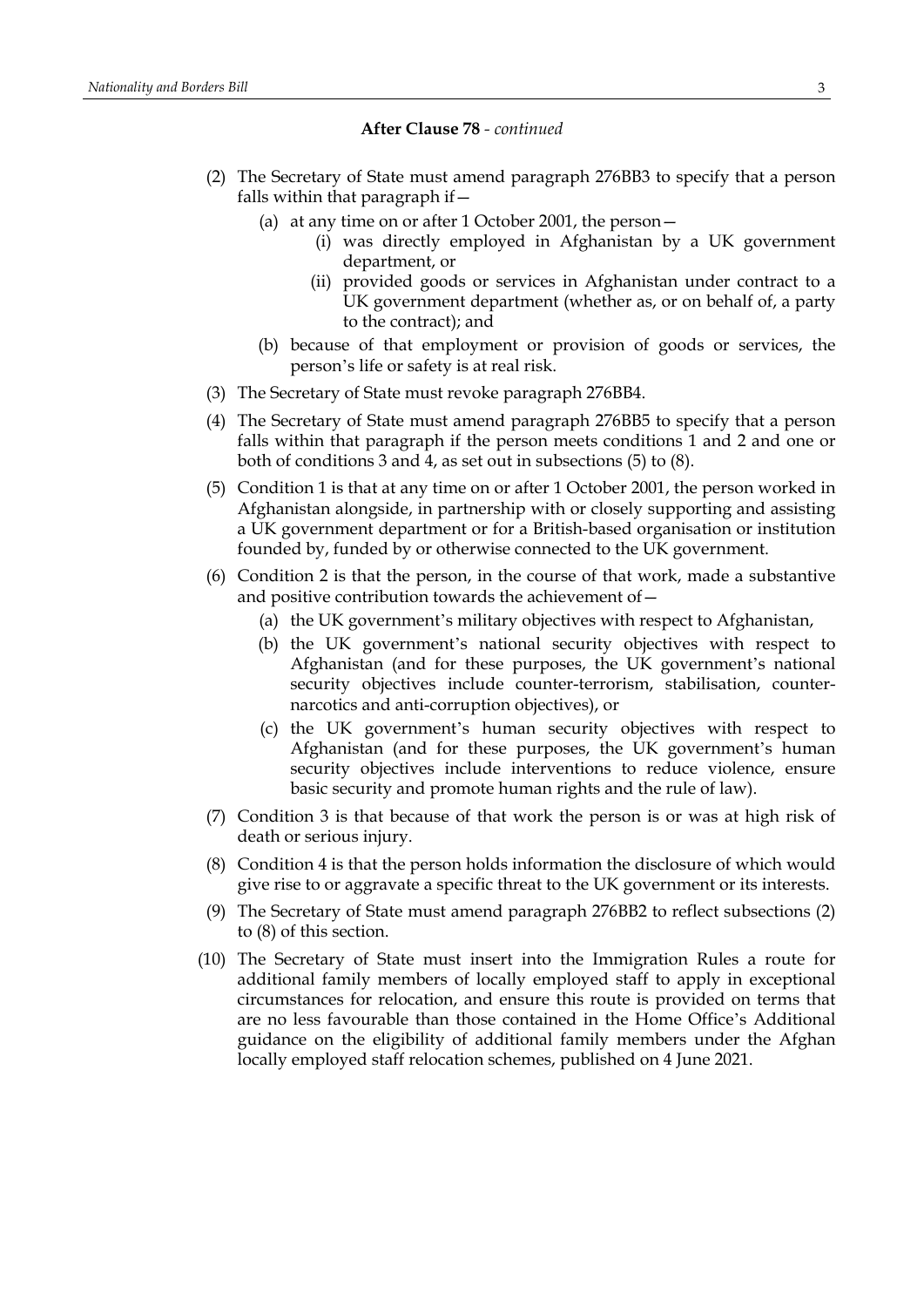**After Clause 78** - *continued*

(2) The Secretary of State must amend paragraph 276BB3 to specify that a person falls within that paragraph if—

  (a) at any time on or after 1 October 2001, the person—

    (i) was directly employed in Afghanistan by a UK government department, or

    (ii) provided goods or services in Afghanistan under contract to a UK government department (whether as, or on behalf of, a party to the contract); and

  (b) because of that employment or provision of goods or services, the person's life or safety is at real risk.

(3) The Secretary of State must revoke paragraph 276BB4.

(4) The Secretary of State must amend paragraph 276BB5 to specify that a person falls within that paragraph if the person meets conditions 1 and 2 and one or both of conditions 3 and 4, as set out in subsections (5) to (8).

(5) Condition 1 is that at any time on or after 1 October 2001, the person worked in Afghanistan alongside, in partnership with or closely supporting and assisting a UK government department or for a British-based organisation or institution founded by, funded by or otherwise connected to the UK government.

(6) Condition 2 is that the person, in the course of that work, made a substantive and positive contribution towards the achievement of—

  (a) the UK government's military objectives with respect to Afghanistan,

  (b) the UK government's national security objectives with respect to Afghanistan (and for these purposes, the UK government's national security objectives include counter-terrorism, stabilisation, counter-narcotics and anti-corruption objectives), or

  (c) the UK government's human security objectives with respect to Afghanistan (and for these purposes, the UK government's human security objectives include interventions to reduce violence, ensure basic security and promote human rights and the rule of law).

(7) Condition 3 is that because of that work the person is or was at high risk of death or serious injury.

(8) Condition 4 is that the person holds information the disclosure of which would give rise to or aggravate a specific threat to the UK government or its interests.

(9) The Secretary of State must amend paragraph 276BB2 to reflect subsections (2) to (8) of this section.

(10) The Secretary of State must insert into the Immigration Rules a route for additional family members of locally employed staff to apply in exceptional circumstances for relocation, and ensure this route is provided on terms that are no less favourable than those contained in the Home Office's Additional guidance on the eligibility of additional family members under the Afghan locally employed staff relocation schemes, published on 4 June 2021.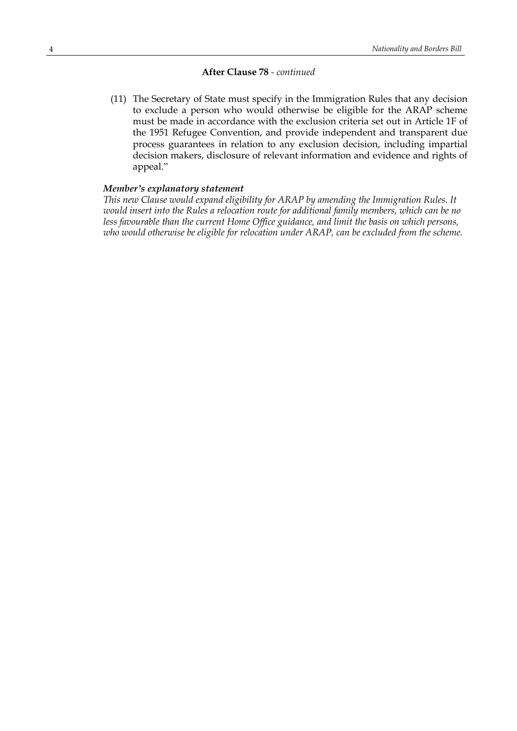**After Clause 78** - *continued*

(11) The Secretary of State must specify in the Immigration Rules that any decision to exclude a person who would otherwise be eligible for the ARAP scheme must be made in accordance with the exclusion criteria set out in Article 1F of the 1951 Refugee Convention, and provide independent and transparent due process guarantees in relation to any exclusion decision, including impartial decision makers, disclosure of relevant information and evidence and rights of appeal."

***Member's explanatory statement***

*This new Clause would expand eligibility for ARAP by amending the Immigration Rules. It would insert into the Rules a relocation route for additional family members, which can be no less favourable than the current Home Office guidance, and limit the basis on which persons, who would otherwise be eligible for relocation under ARAP, can be excluded from the scheme.*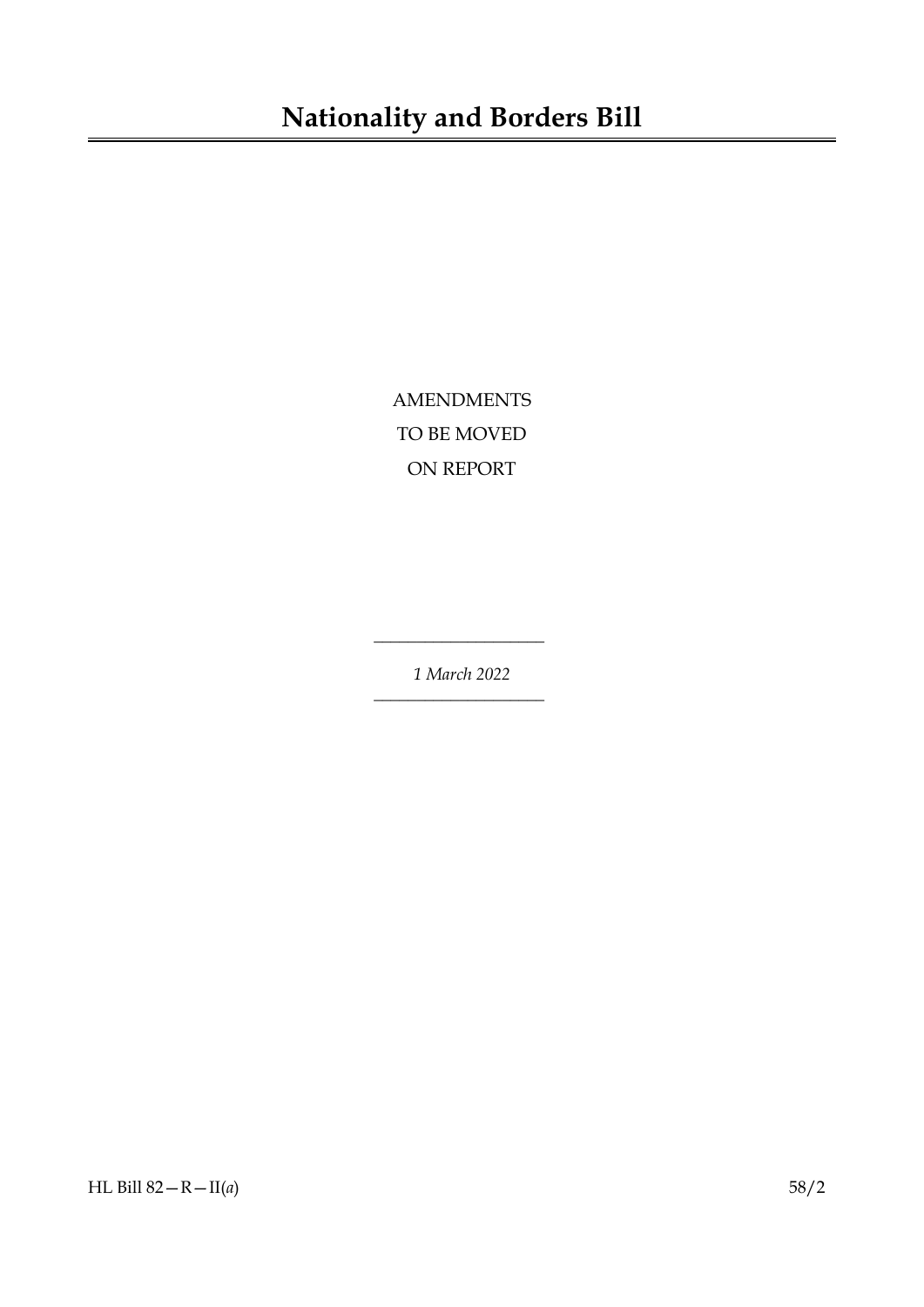# Nationality and Borders Bill

AMENDMENTS
TO BE MOVED
ON REPORT

---

*1 March 2022*

---

HL Bill 82—R—II(*a*)

58/2